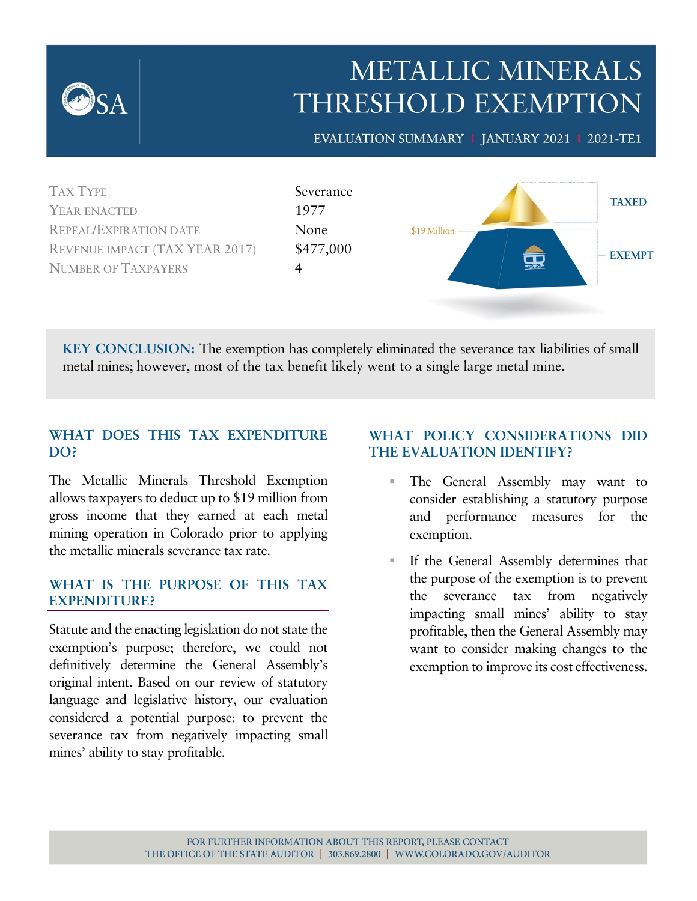# METALLIC MINERALS THRESHOLD EXEMPTION

EVALUATION SUMMARY | JANUARY 2021 | 2021-TE1

| | |
|---|---|
| TAX TYPE | Severance |
| YEAR ENACTED | 1977 |
| REPEAL/EXPIRATION DATE | None |
| REVENUE IMPACT (TAX YEAR 2017) | $477,000 |
| NUMBER OF TAXPAYERS | 4 |

$19 Million — TAXED / EXEMPT

**KEY CONCLUSION:** The exemption has completely eliminated the severance tax liabilities of small metal mines; however, most of the tax benefit likely went to a single large metal mine.

## WHAT DOES THIS TAX EXPENDITURE DO?

The Metallic Minerals Threshold Exemption allows taxpayers to deduct up to $19 million from gross income that they earned at each metal mining operation in Colorado prior to applying the metallic minerals severance tax rate.

## WHAT IS THE PURPOSE OF THIS TAX EXPENDITURE?

Statute and the enacting legislation do not state the exemption's purpose; therefore, we could not definitively determine the General Assembly's original intent. Based on our review of statutory language and legislative history, our evaluation considered a potential purpose: to prevent the severance tax from negatively impacting small mines' ability to stay profitable.

## WHAT POLICY CONSIDERATIONS DID THE EVALUATION IDENTIFY?

- The General Assembly may want to consider establishing a statutory purpose and performance measures for the exemption.
- If the General Assembly determines that the purpose of the exemption is to prevent the severance tax from negatively impacting small mines' ability to stay profitable, then the General Assembly may want to consider making changes to the exemption to improve its cost effectiveness.

FOR FURTHER INFORMATION ABOUT THIS REPORT, PLEASE CONTACT
THE OFFICE OF THE STATE AUDITOR | 303.869.2800 | WWW.COLORADO.GOV/AUDITOR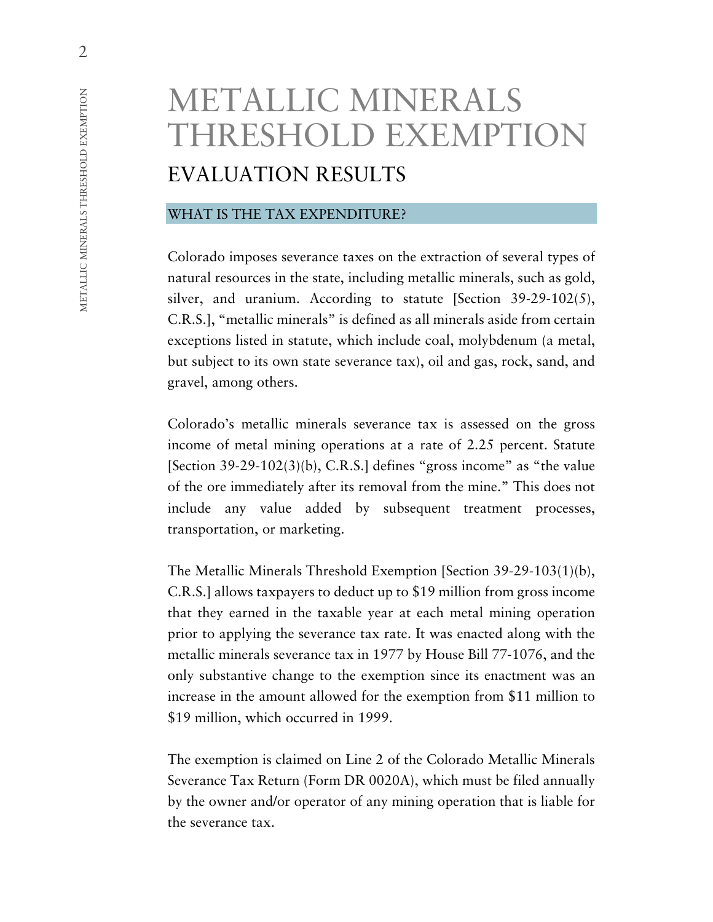# METALLIC MINERALS THRESHOLD EXEMPTION

## EVALUATION RESULTS

### WHAT IS THE TAX EXPENDITURE?

Colorado imposes severance taxes on the extraction of several types of natural resources in the state, including metallic minerals, such as gold, silver, and uranium. According to statute [Section 39-29-102(5), C.R.S.], "metallic minerals" is defined as all minerals aside from certain exceptions listed in statute, which include coal, molybdenum (a metal, but subject to its own state severance tax), oil and gas, rock, sand, and gravel, among others.

Colorado's metallic minerals severance tax is assessed on the gross income of metal mining operations at a rate of 2.25 percent. Statute [Section 39-29-102(3)(b), C.R.S.] defines "gross income" as "the value of the ore immediately after its removal from the mine." This does not include any value added by subsequent treatment processes, transportation, or marketing.

The Metallic Minerals Threshold Exemption [Section 39-29-103(1)(b), C.R.S.] allows taxpayers to deduct up to $19 million from gross income that they earned in the taxable year at each metal mining operation prior to applying the severance tax rate. It was enacted along with the metallic minerals severance tax in 1977 by House Bill 77-1076, and the only substantive change to the exemption since its enactment was an increase in the amount allowed for the exemption from $11 million to $19 million, which occurred in 1999.

The exemption is claimed on Line 2 of the Colorado Metallic Minerals Severance Tax Return (Form DR 0020A), which must be filed annually by the owner and/or operator of any mining operation that is liable for the severance tax.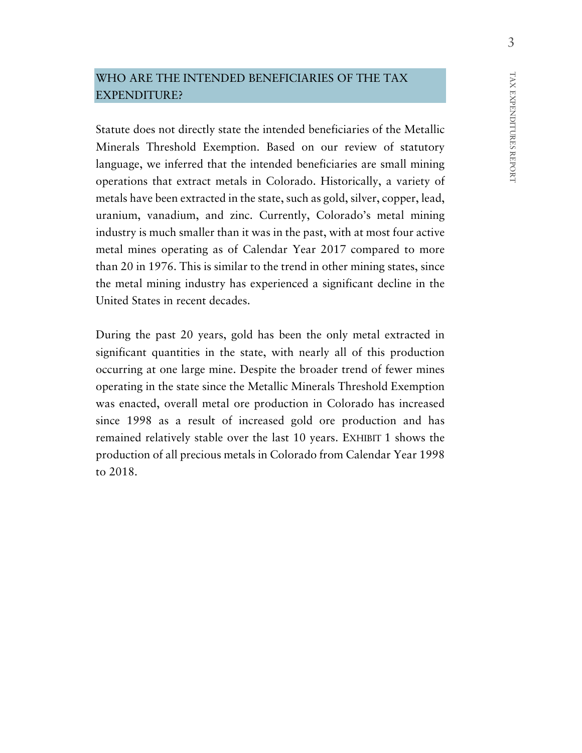## WHO ARE THE INTENDED BENEFICIARIES OF THE TAX EXPENDITURE?

Statute does not directly state the intended beneficiaries of the Metallic Minerals Threshold Exemption. Based on our review of statutory language, we inferred that the intended beneficiaries are small mining operations that extract metals in Colorado. Historically, a variety of metals have been extracted in the state, such as gold, silver, copper, lead, uranium, vanadium, and zinc. Currently, Colorado's metal mining industry is much smaller than it was in the past, with at most four active metal mines operating as of Calendar Year 2017 compared to more than 20 in 1976. This is similar to the trend in other mining states, since the metal mining industry has experienced a significant decline in the United States in recent decades.

During the past 20 years, gold has been the only metal extracted in significant quantities in the state, with nearly all of this production occurring at one large mine. Despite the broader trend of fewer mines operating in the state since the Metallic Minerals Threshold Exemption was enacted, overall metal ore production in Colorado has increased since 1998 as a result of increased gold ore production and has remained relatively stable over the last 10 years. EXHIBIT 1 shows the production of all precious metals in Colorado from Calendar Year 1998 to 2018.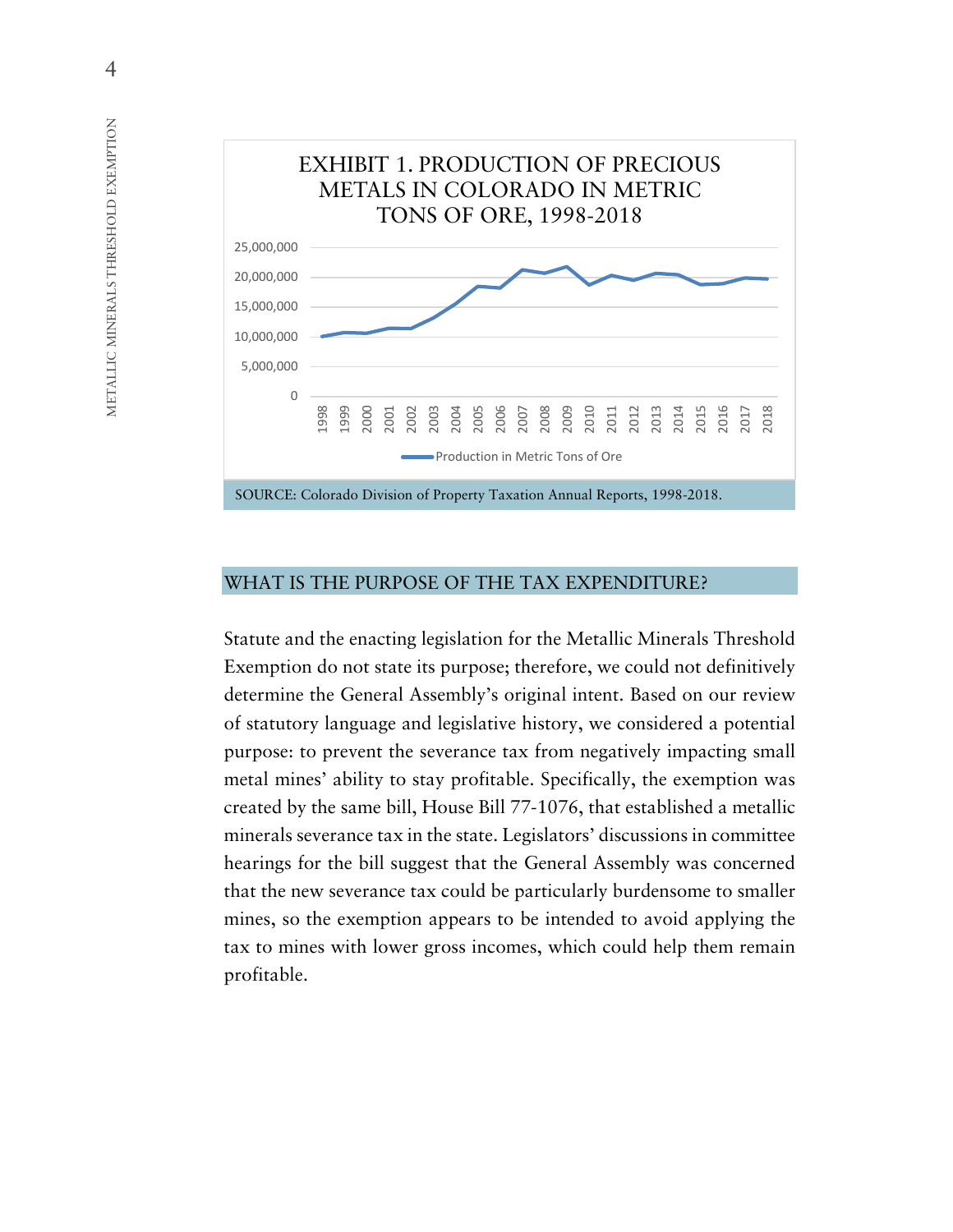EXHIBIT 1. PRODUCTION OF PRECIOUS METALS IN COLORADO IN METRIC TONS OF ORE, 1998-2018

SOURCE: Colorado Division of Property Taxation Annual Reports, 1998-2018.

## WHAT IS THE PURPOSE OF THE TAX EXPENDITURE?

Statute and the enacting legislation for the Metallic Minerals Threshold Exemption do not state its purpose; therefore, we could not definitively determine the General Assembly's original intent. Based on our review of statutory language and legislative history, we considered a potential purpose: to prevent the severance tax from negatively impacting small metal mines' ability to stay profitable. Specifically, the exemption was created by the same bill, House Bill 77-1076, that established a metallic minerals severance tax in the state. Legislators' discussions in committee hearings for the bill suggest that the General Assembly was concerned that the new severance tax could be particularly burdensome to smaller mines, so the exemption appears to be intended to avoid applying the tax to mines with lower gross incomes, which could help them remain profitable.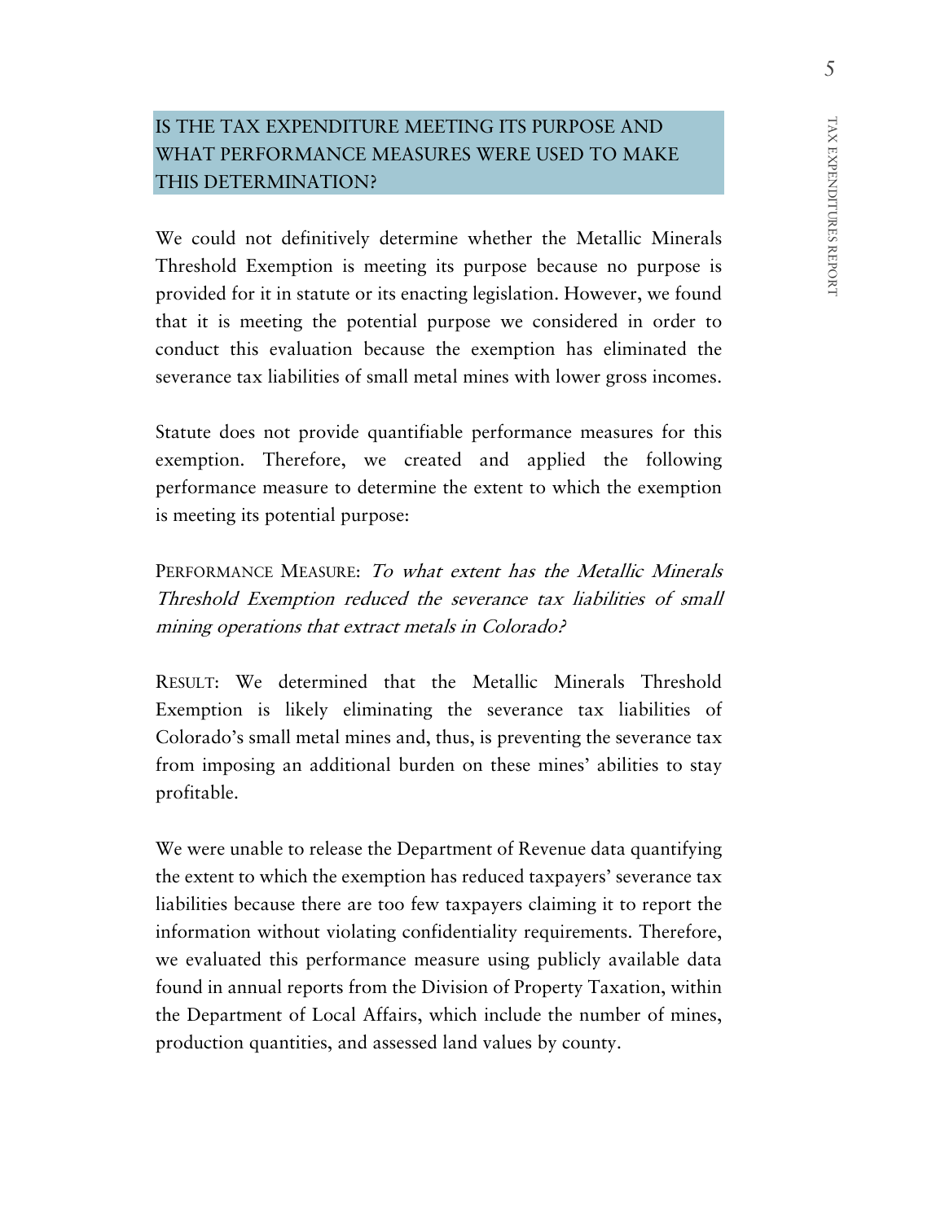## IS THE TAX EXPENDITURE MEETING ITS PURPOSE AND WHAT PERFORMANCE MEASURES WERE USED TO MAKE THIS DETERMINATION?

We could not definitively determine whether the Metallic Minerals Threshold Exemption is meeting its purpose because no purpose is provided for it in statute or its enacting legislation. However, we found that it is meeting the potential purpose we considered in order to conduct this evaluation because the exemption has eliminated the severance tax liabilities of small metal mines with lower gross incomes.

Statute does not provide quantifiable performance measures for this exemption. Therefore, we created and applied the following performance measure to determine the extent to which the exemption is meeting its potential purpose:

PERFORMANCE MEASURE: *To what extent has the Metallic Minerals Threshold Exemption reduced the severance tax liabilities of small mining operations that extract metals in Colorado?*

RESULT: We determined that the Metallic Minerals Threshold Exemption is likely eliminating the severance tax liabilities of Colorado's small metal mines and, thus, is preventing the severance tax from imposing an additional burden on these mines' abilities to stay profitable.

We were unable to release the Department of Revenue data quantifying the extent to which the exemption has reduced taxpayers' severance tax liabilities because there are too few taxpayers claiming it to report the information without violating confidentiality requirements. Therefore, we evaluated this performance measure using publicly available data found in annual reports from the Division of Property Taxation, within the Department of Local Affairs, which include the number of mines, production quantities, and assessed land values by county.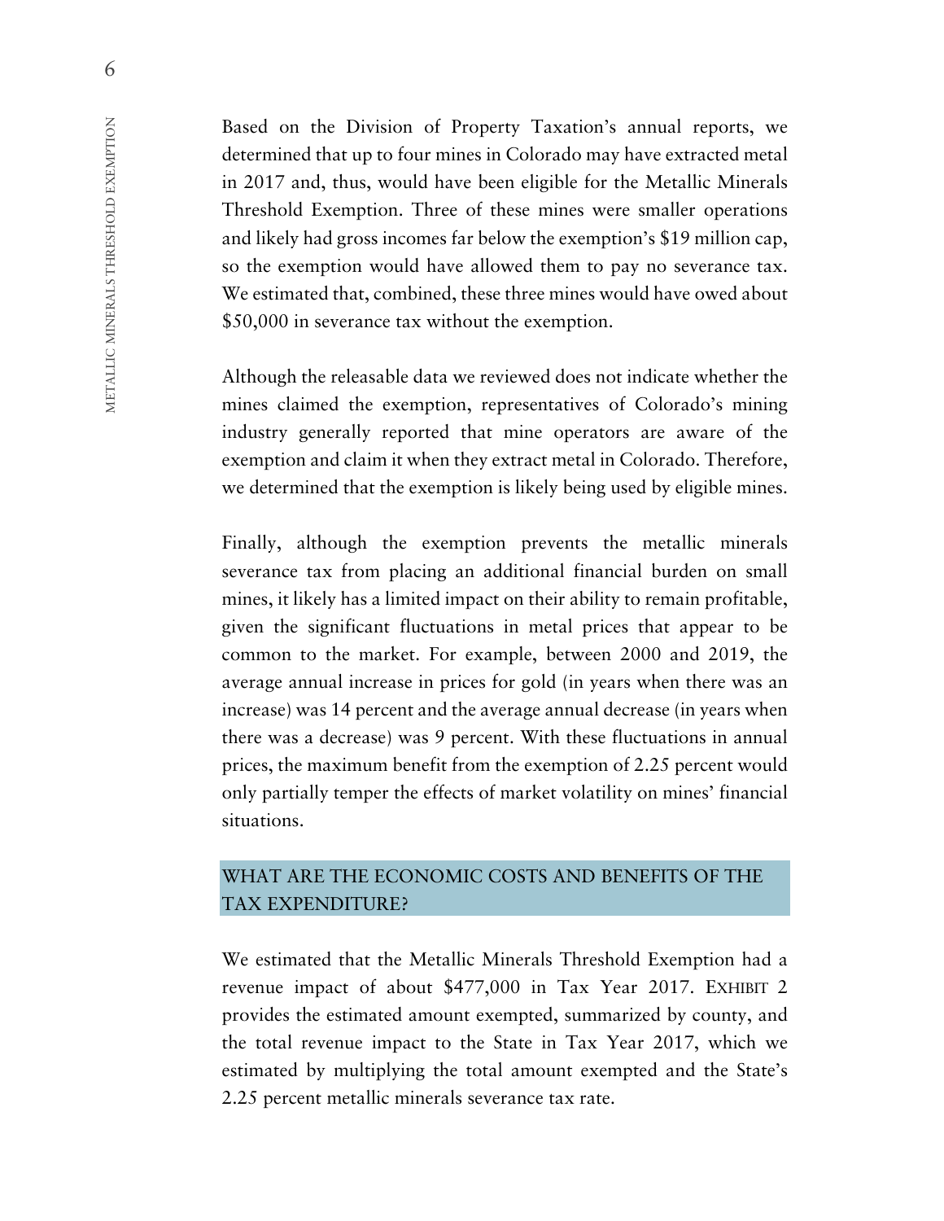Based on the Division of Property Taxation's annual reports, we determined that up to four mines in Colorado may have extracted metal in 2017 and, thus, would have been eligible for the Metallic Minerals Threshold Exemption. Three of these mines were smaller operations and likely had gross incomes far below the exemption's $19 million cap, so the exemption would have allowed them to pay no severance tax. We estimated that, combined, these three mines would have owed about $50,000 in severance tax without the exemption.

Although the releasable data we reviewed does not indicate whether the mines claimed the exemption, representatives of Colorado's mining industry generally reported that mine operators are aware of the exemption and claim it when they extract metal in Colorado. Therefore, we determined that the exemption is likely being used by eligible mines.

Finally, although the exemption prevents the metallic minerals severance tax from placing an additional financial burden on small mines, it likely has a limited impact on their ability to remain profitable, given the significant fluctuations in metal prices that appear to be common to the market. For example, between 2000 and 2019, the average annual increase in prices for gold (in years when there was an increase) was 14 percent and the average annual decrease (in years when there was a decrease) was 9 percent. With these fluctuations in annual prices, the maximum benefit from the exemption of 2.25 percent would only partially temper the effects of market volatility on mines' financial situations.

## WHAT ARE THE ECONOMIC COSTS AND BENEFITS OF THE TAX EXPENDITURE?

We estimated that the Metallic Minerals Threshold Exemption had a revenue impact of about $477,000 in Tax Year 2017. EXHIBIT 2 provides the estimated amount exempted, summarized by county, and the total revenue impact to the State in Tax Year 2017, which we estimated by multiplying the total amount exempted and the State's 2.25 percent metallic minerals severance tax rate.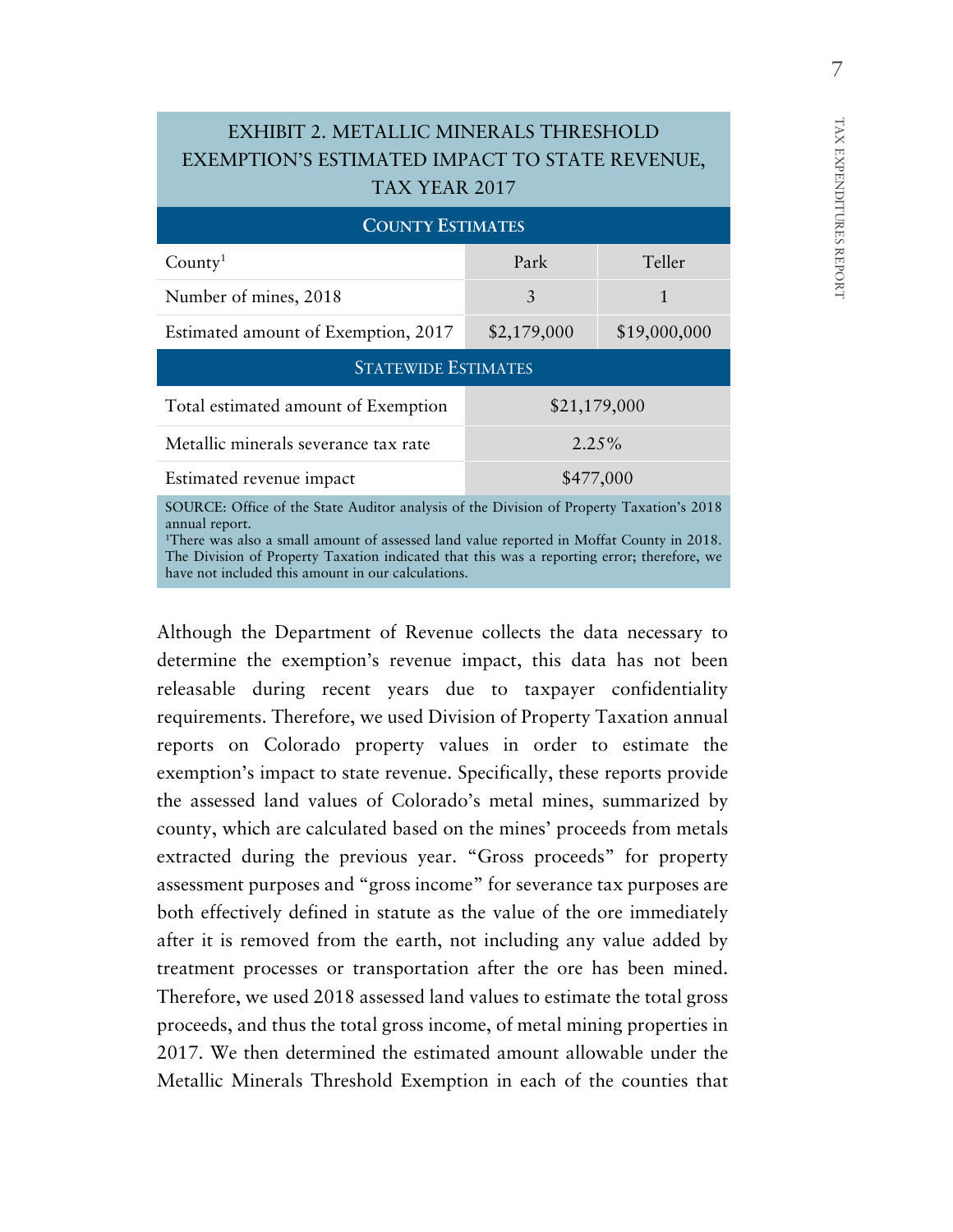## EXHIBIT 2. METALLIC MINERALS THRESHOLD EXEMPTION'S ESTIMATED IMPACT TO STATE REVENUE, TAX YEAR 2017

| COUNTY ESTIMATES | | |
|---|---|---|
| County[1] | Park | Teller |
| Number of mines, 2018 | 3 | 1 |
| Estimated amount of Exemption, 2017 | $2,179,000 | $19,000,000 |
| **STATEWIDE ESTIMATES** | | |
| Total estimated amount of Exemption | $21,179,000 | |
| Metallic minerals severance tax rate | 2.25% | |
| Estimated revenue impact | $477,000 | |

SOURCE: Office of the State Auditor analysis of the Division of Property Taxation's 2018 annual report.
[1]There was also a small amount of assessed land value reported in Moffat County in 2018. The Division of Property Taxation indicated that this was a reporting error; therefore, we have not included this amount in our calculations.

Although the Department of Revenue collects the data necessary to determine the exemption's revenue impact, this data has not been releasable during recent years due to taxpayer confidentiality requirements. Therefore, we used Division of Property Taxation annual reports on Colorado property values in order to estimate the exemption's impact to state revenue. Specifically, these reports provide the assessed land values of Colorado's metal mines, summarized by county, which are calculated based on the mines' proceeds from metals extracted during the previous year. "Gross proceeds" for property assessment purposes and "gross income" for severance tax purposes are both effectively defined in statute as the value of the ore immediately after it is removed from the earth, not including any value added by treatment processes or transportation after the ore has been mined. Therefore, we used 2018 assessed land values to estimate the total gross proceeds, and thus the total gross income, of metal mining properties in 2017. We then determined the estimated amount allowable under the Metallic Minerals Threshold Exemption in each of the counties that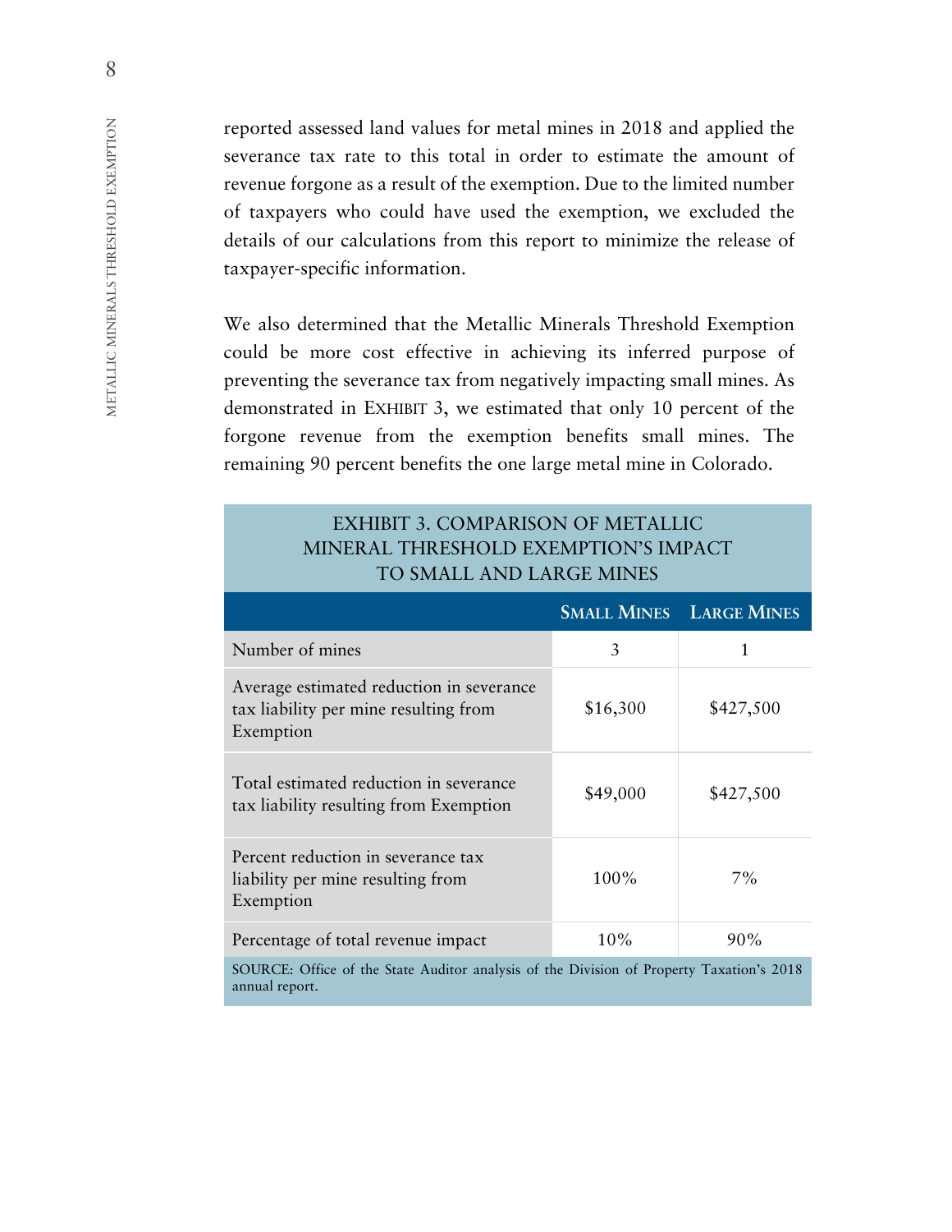reported assessed land values for metal mines in 2018 and applied the severance tax rate to this total in order to estimate the amount of revenue forgone as a result of the exemption. Due to the limited number of taxpayers who could have used the exemption, we excluded the details of our calculations from this report to minimize the release of taxpayer-specific information.

We also determined that the Metallic Minerals Threshold Exemption could be more cost effective in achieving its inferred purpose of preventing the severance tax from negatively impacting small mines. As demonstrated in EXHIBIT 3, we estimated that only 10 percent of the forgone revenue from the exemption benefits small mines. The remaining 90 percent benefits the one large metal mine in Colorado.

EXHIBIT 3. COMPARISON OF METALLIC MINERAL THRESHOLD EXEMPTION'S IMPACT TO SMALL AND LARGE MINES

| | SMALL MINES | LARGE MINES |
|---|---|---|
| Number of mines | 3 | 1 |
| Average estimated reduction in severance tax liability per mine resulting from Exemption | $16,300 | $427,500 |
| Total estimated reduction in severance tax liability resulting from Exemption | $49,000 | $427,500 |
| Percent reduction in severance tax liability per mine resulting from Exemption | 100% | 7% |
| Percentage of total revenue impact | 10% | 90% |

SOURCE: Office of the State Auditor analysis of the Division of Property Taxation's 2018 annual report.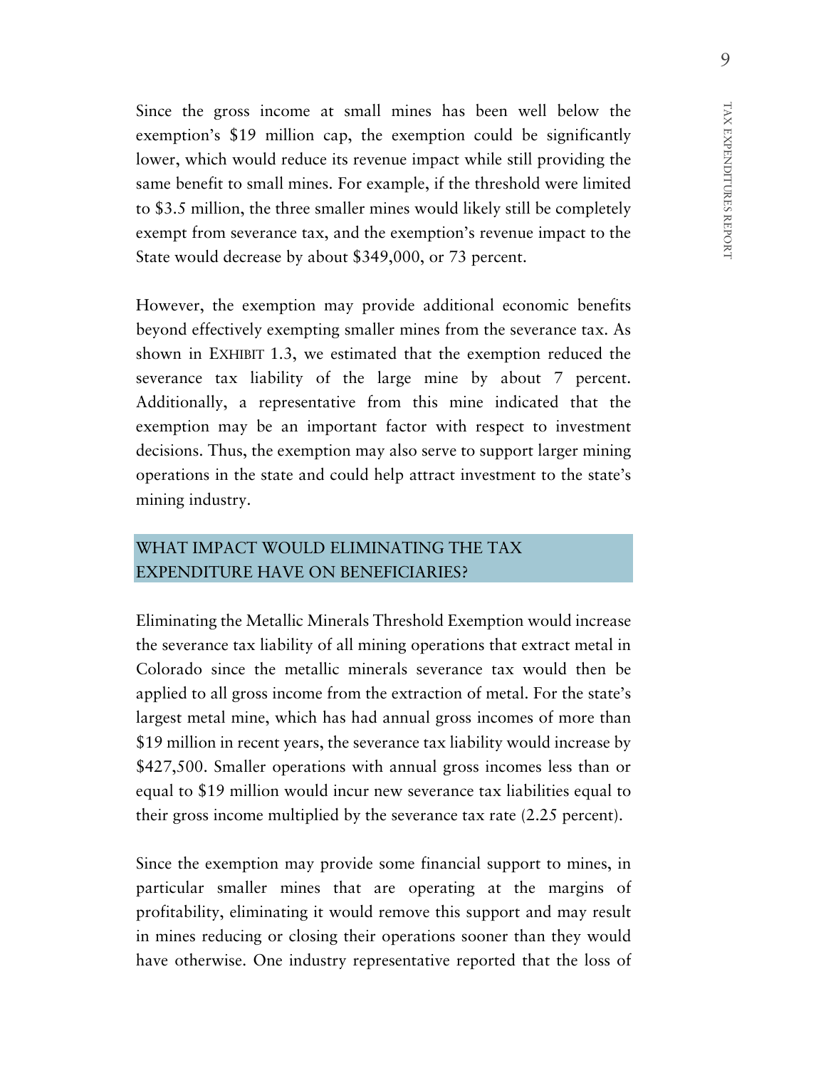Since the gross income at small mines has been well below the exemption's $19 million cap, the exemption could be significantly lower, which would reduce its revenue impact while still providing the same benefit to small mines. For example, if the threshold were limited to $3.5 million, the three smaller mines would likely still be completely exempt from severance tax, and the exemption's revenue impact to the State would decrease by about $349,000, or 73 percent.

However, the exemption may provide additional economic benefits beyond effectively exempting smaller mines from the severance tax. As shown in EXHIBIT 1.3, we estimated that the exemption reduced the severance tax liability of the large mine by about 7 percent. Additionally, a representative from this mine indicated that the exemption may be an important factor with respect to investment decisions. Thus, the exemption may also serve to support larger mining operations in the state and could help attract investment to the state's mining industry.

## WHAT IMPACT WOULD ELIMINATING THE TAX EXPENDITURE HAVE ON BENEFICIARIES?

Eliminating the Metallic Minerals Threshold Exemption would increase the severance tax liability of all mining operations that extract metal in Colorado since the metallic minerals severance tax would then be applied to all gross income from the extraction of metal. For the state's largest metal mine, which has had annual gross incomes of more than $19 million in recent years, the severance tax liability would increase by $427,500. Smaller operations with annual gross incomes less than or equal to $19 million would incur new severance tax liabilities equal to their gross income multiplied by the severance tax rate (2.25 percent).

Since the exemption may provide some financial support to mines, in particular smaller mines that are operating at the margins of profitability, eliminating it would remove this support and may result in mines reducing or closing their operations sooner than they would have otherwise. One industry representative reported that the loss of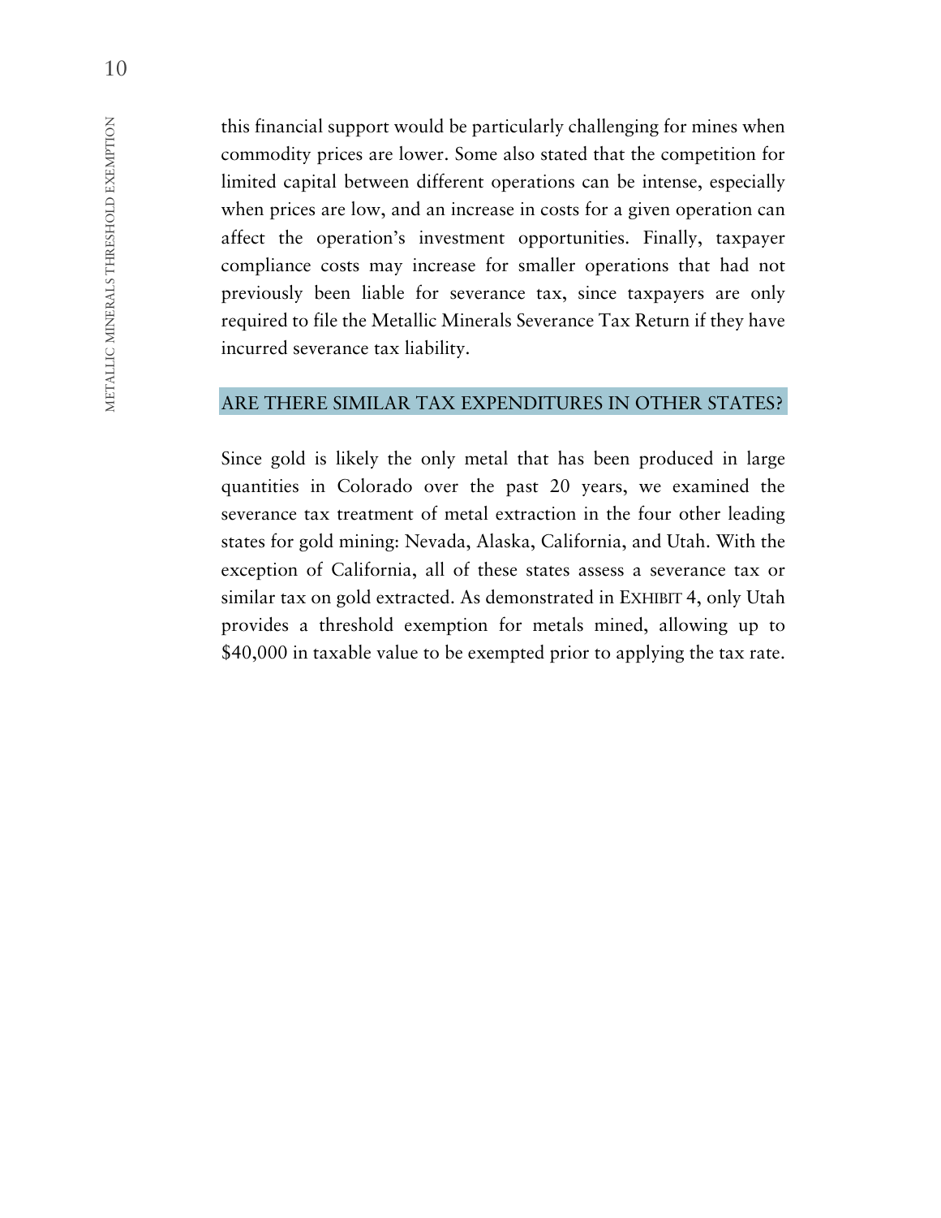this financial support would be particularly challenging for mines when commodity prices are lower. Some also stated that the competition for limited capital between different operations can be intense, especially when prices are low, and an increase in costs for a given operation can affect the operation's investment opportunities. Finally, taxpayer compliance costs may increase for smaller operations that had not previously been liable for severance tax, since taxpayers are only required to file the Metallic Minerals Severance Tax Return if they have incurred severance tax liability.

## ARE THERE SIMILAR TAX EXPENDITURES IN OTHER STATES?

Since gold is likely the only metal that has been produced in large quantities in Colorado over the past 20 years, we examined the severance tax treatment of metal extraction in the four other leading states for gold mining: Nevada, Alaska, California, and Utah. With the exception of California, all of these states assess a severance tax or similar tax on gold extracted. As demonstrated in EXHIBIT 4, only Utah provides a threshold exemption for metals mined, allowing up to $40,000 in taxable value to be exempted prior to applying the tax rate.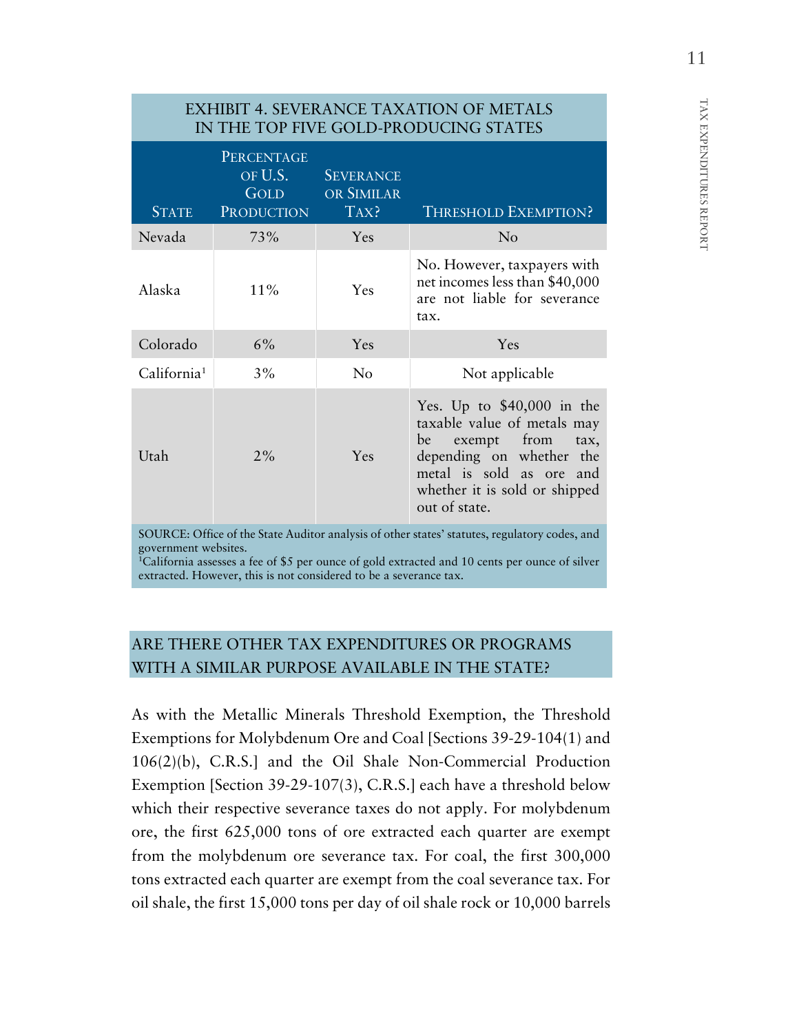**EXHIBIT 4. SEVERANCE TAXATION OF METALS IN THE TOP FIVE GOLD-PRODUCING STATES**

| State | Percentage of U.S. Gold Production | Severance or Similar Tax? | Threshold Exemption? |
|---|---|---|---|
| Nevada | 73% | Yes | No |
| Alaska | 11% | Yes | No. However, taxpayers with net incomes less than $40,000 are not liable for severance tax. |
| Colorado | 6% | Yes | Yes |
| California[1] | 3% | No | Not applicable |
| Utah | 2% | Yes | Yes. Up to $40,000 in the taxable value of metals may be exempt from tax, depending on whether the metal is sold as ore and whether it is sold or shipped out of state. |

SOURCE: Office of the State Auditor analysis of other states' statutes, regulatory codes, and government websites.
[1]California assesses a fee of $5 per ounce of gold extracted and 10 cents per ounce of silver extracted. However, this is not considered to be a severance tax.

## ARE THERE OTHER TAX EXPENDITURES OR PROGRAMS WITH A SIMILAR PURPOSE AVAILABLE IN THE STATE?

As with the Metallic Minerals Threshold Exemption, the Threshold Exemptions for Molybdenum Ore and Coal [Sections 39-29-104(1) and 106(2)(b), C.R.S.] and the Oil Shale Non-Commercial Production Exemption [Section 39-29-107(3), C.R.S.] each have a threshold below which their respective severance taxes do not apply. For molybdenum ore, the first 625,000 tons of ore extracted each quarter are exempt from the molybdenum ore severance tax. For coal, the first 300,000 tons extracted each quarter are exempt from the coal severance tax. For oil shale, the first 15,000 tons per day of oil shale rock or 10,000 barrels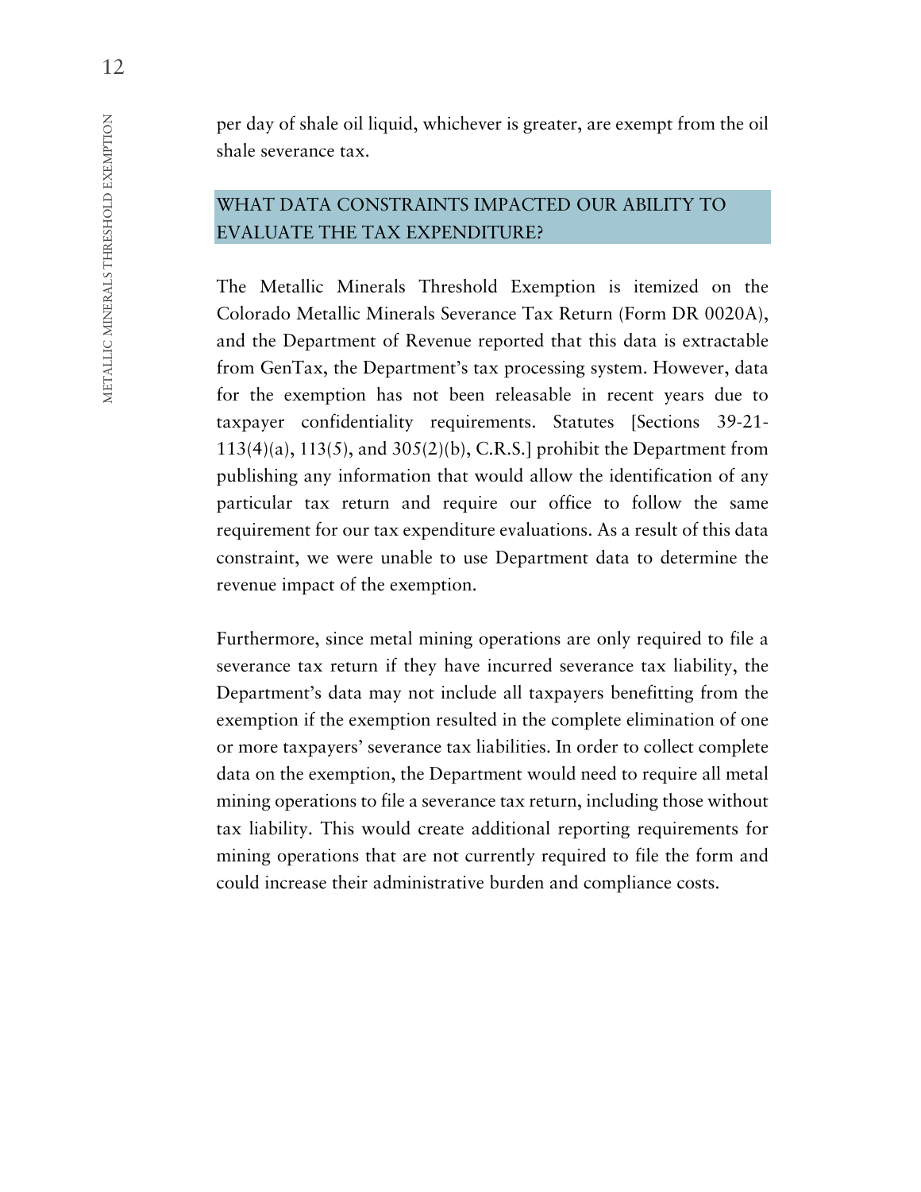per day of shale oil liquid, whichever is greater, are exempt from the oil shale severance tax.

## WHAT DATA CONSTRAINTS IMPACTED OUR ABILITY TO EVALUATE THE TAX EXPENDITURE?

The Metallic Minerals Threshold Exemption is itemized on the Colorado Metallic Minerals Severance Tax Return (Form DR 0020A), and the Department of Revenue reported that this data is extractable from GenTax, the Department's tax processing system. However, data for the exemption has not been releasable in recent years due to taxpayer confidentiality requirements. Statutes [Sections 39-21-113(4)(a), 113(5), and 305(2)(b), C.R.S.] prohibit the Department from publishing any information that would allow the identification of any particular tax return and require our office to follow the same requirement for our tax expenditure evaluations. As a result of this data constraint, we were unable to use Department data to determine the revenue impact of the exemption.

Furthermore, since metal mining operations are only required to file a severance tax return if they have incurred severance tax liability, the Department's data may not include all taxpayers benefitting from the exemption if the exemption resulted in the complete elimination of one or more taxpayers' severance tax liabilities. In order to collect complete data on the exemption, the Department would need to require all metal mining operations to file a severance tax return, including those without tax liability. This would create additional reporting requirements for mining operations that are not currently required to file the form and could increase their administrative burden and compliance costs.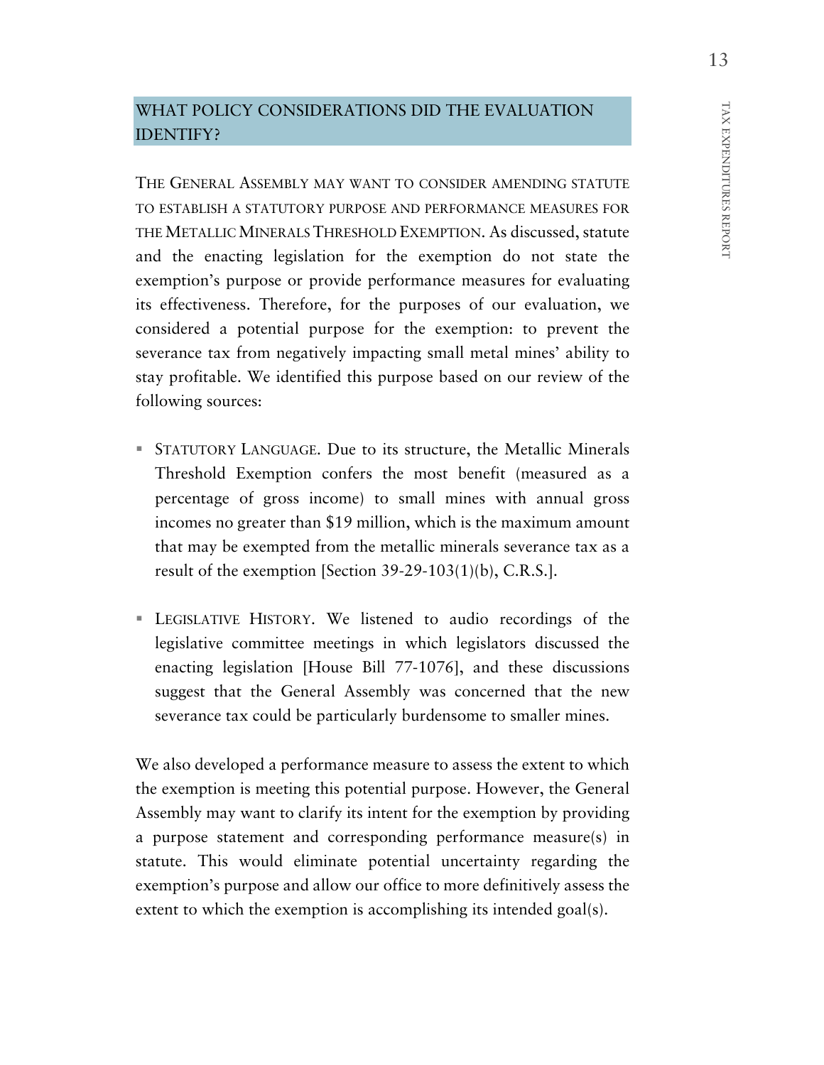## WHAT POLICY CONSIDERATIONS DID THE EVALUATION IDENTIFY?

THE GENERAL ASSEMBLY MAY WANT TO CONSIDER AMENDING STATUTE TO ESTABLISH A STATUTORY PURPOSE AND PERFORMANCE MEASURES FOR THE METALLIC MINERALS THRESHOLD EXEMPTION. As discussed, statute and the enacting legislation for the exemption do not state the exemption's purpose or provide performance measures for evaluating its effectiveness. Therefore, for the purposes of our evaluation, we considered a potential purpose for the exemption: to prevent the severance tax from negatively impacting small metal mines' ability to stay profitable. We identified this purpose based on our review of the following sources:

- STATUTORY LANGUAGE. Due to its structure, the Metallic Minerals Threshold Exemption confers the most benefit (measured as a percentage of gross income) to small mines with annual gross incomes no greater than $19 million, which is the maximum amount that may be exempted from the metallic minerals severance tax as a result of the exemption [Section 39-29-103(1)(b), C.R.S.].

- LEGISLATIVE HISTORY. We listened to audio recordings of the legislative committee meetings in which legislators discussed the enacting legislation [House Bill 77-1076], and these discussions suggest that the General Assembly was concerned that the new severance tax could be particularly burdensome to smaller mines.

We also developed a performance measure to assess the extent to which the exemption is meeting this potential purpose. However, the General Assembly may want to clarify its intent for the exemption by providing a purpose statement and corresponding performance measure(s) in statute. This would eliminate potential uncertainty regarding the exemption's purpose and allow our office to more definitively assess the extent to which the exemption is accomplishing its intended goal(s).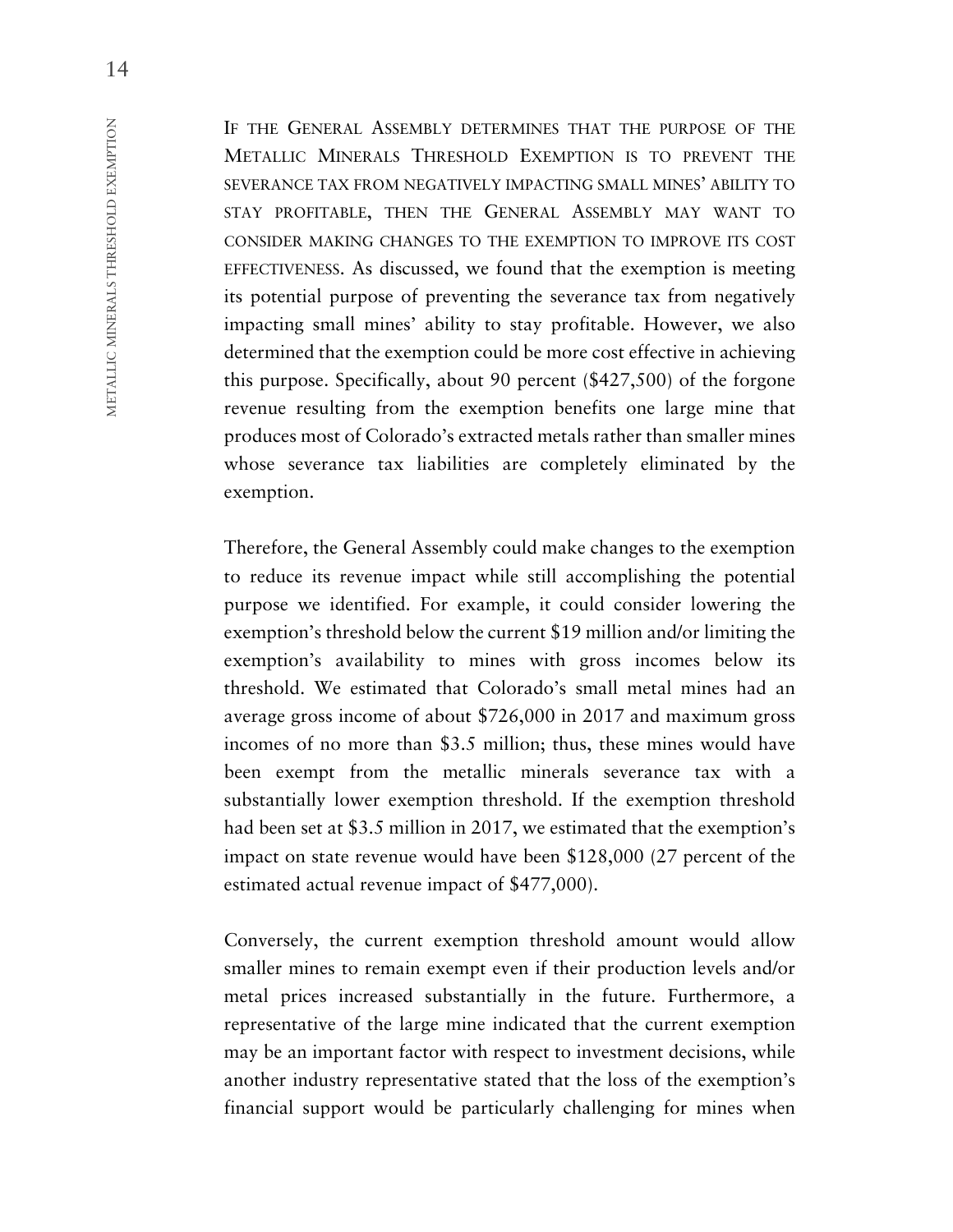IF THE GENERAL ASSEMBLY DETERMINES THAT THE PURPOSE OF THE METALLIC MINERALS THRESHOLD EXEMPTION IS TO PREVENT THE SEVERANCE TAX FROM NEGATIVELY IMPACTING SMALL MINES' ABILITY TO STAY PROFITABLE, THEN THE GENERAL ASSEMBLY MAY WANT TO CONSIDER MAKING CHANGES TO THE EXEMPTION TO IMPROVE ITS COST EFFECTIVENESS. As discussed, we found that the exemption is meeting its potential purpose of preventing the severance tax from negatively impacting small mines' ability to stay profitable. However, we also determined that the exemption could be more cost effective in achieving this purpose. Specifically, about 90 percent ($427,500) of the forgone revenue resulting from the exemption benefits one large mine that produces most of Colorado's extracted metals rather than smaller mines whose severance tax liabilities are completely eliminated by the exemption.

Therefore, the General Assembly could make changes to the exemption to reduce its revenue impact while still accomplishing the potential purpose we identified. For example, it could consider lowering the exemption's threshold below the current $19 million and/or limiting the exemption's availability to mines with gross incomes below its threshold. We estimated that Colorado's small metal mines had an average gross income of about $726,000 in 2017 and maximum gross incomes of no more than $3.5 million; thus, these mines would have been exempt from the metallic minerals severance tax with a substantially lower exemption threshold. If the exemption threshold had been set at $3.5 million in 2017, we estimated that the exemption's impact on state revenue would have been $128,000 (27 percent of the estimated actual revenue impact of $477,000).

Conversely, the current exemption threshold amount would allow smaller mines to remain exempt even if their production levels and/or metal prices increased substantially in the future. Furthermore, a representative of the large mine indicated that the current exemption may be an important factor with respect to investment decisions, while another industry representative stated that the loss of the exemption's financial support would be particularly challenging for mines when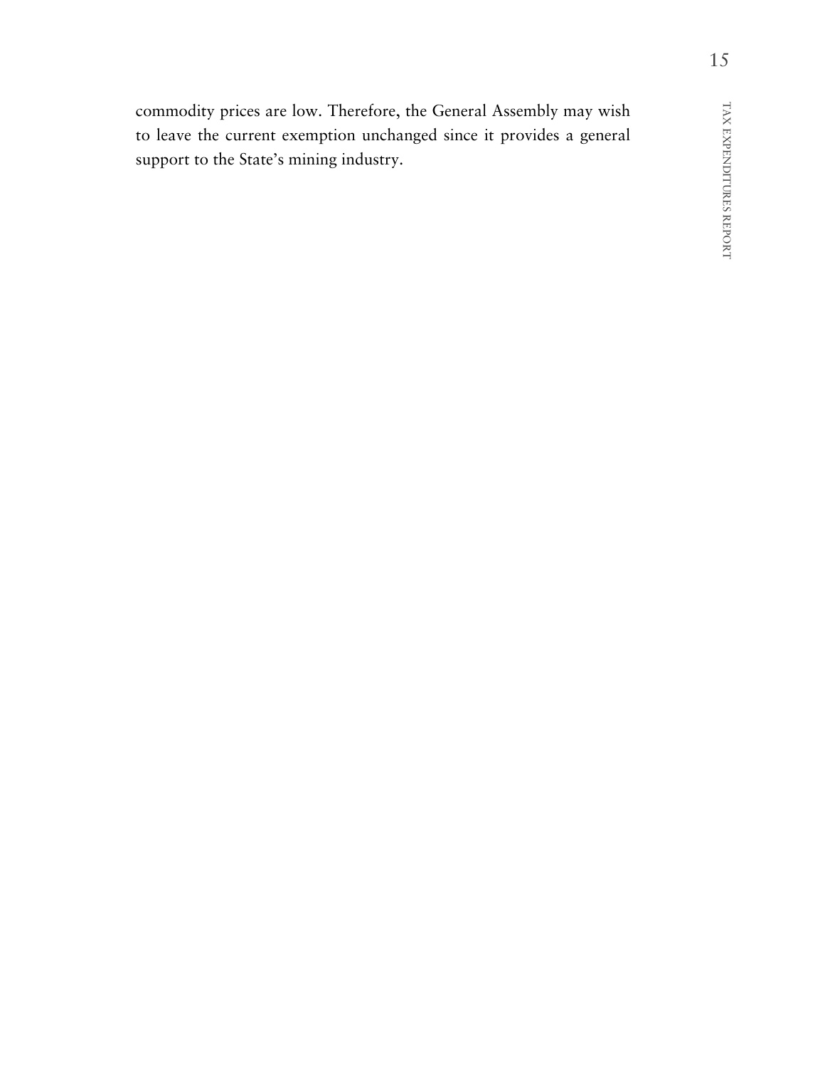commodity prices are low. Therefore, the General Assembly may wish to leave the current exemption unchanged since it provides a general support to the State's mining industry.